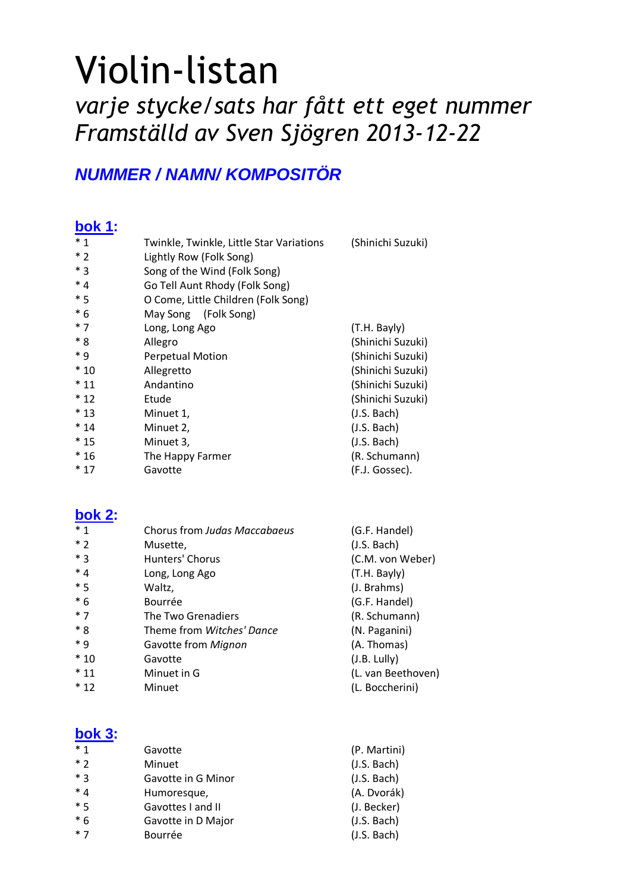# Violin-listan

## *varje stycke/sats har fått ett eget nummer*
## *Framställd av Sven Sjögren 2013-12-22*

### ***NUMMER / NAMN/ KOMPOSITÖR***

**bok 1:**

| | | |
|---|---|---|
| * 1 | Twinkle, Twinkle, Little Star Variations | (Shinichi Suzuki) |
| * 2 | Lightly Row (Folk Song) | |
| * 3 | Song of the Wind (Folk Song) | |
| * 4 | Go Tell Aunt Rhody (Folk Song) | |
| * 5 | O Come, Little Children (Folk Song) | |
| * 6 | May Song (Folk Song) | |
| * 7 | Long, Long Ago | (T.H. Bayly) |
| * 8 | Allegro | (Shinichi Suzuki) |
| * 9 | Perpetual Motion | (Shinichi Suzuki) |
| * 10 | Allegretto | (Shinichi Suzuki) |
| * 11 | Andantino | (Shinichi Suzuki) |
| * 12 | Etude | (Shinichi Suzuki) |
| * 13 | Minuet 1, | (J.S. Bach) |
| * 14 | Minuet 2, | (J.S. Bach) |
| * 15 | Minuet 3, | (J.S. Bach) |
| * 16 | The Happy Farmer | (R. Schumann) |
| * 17 | Gavotte | (F.J. Gossec). |

**bok 2:**

| | | |
|---|---|---|
| * 1 | Chorus from *Judas Maccabaeus* | (G.F. Handel) |
| * 2 | Musette, | (J.S. Bach) |
| * 3 | Hunters' Chorus | (C.M. von Weber) |
| * 4 | Long, Long Ago | (T.H. Bayly) |
| * 5 | Waltz, | (J. Brahms) |
| * 6 | Bourrée | (G.F. Handel) |
| * 7 | The Two Grenadiers | (R. Schumann) |
| * 8 | Theme from *Witches' Dance* | (N. Paganini) |
| * 9 | Gavotte from *Mignon* | (A. Thomas) |
| * 10 | Gavotte | (J.B. Lully) |
| * 11 | Minuet in G | (L. van Beethoven) |
| * 12 | Minuet | (L. Boccherini) |

**bok 3:**

| | | |
|---|---|---|
| * 1 | Gavotte | (P. Martini) |
| * 2 | Minuet | (J.S. Bach) |
| * 3 | Gavotte in G Minor | (J.S. Bach) |
| * 4 | Humoresque, | (A. Dvorák) |
| * 5 | Gavottes I and II | (J. Becker) |
| * 6 | Gavotte in D Major | (J.S. Bach) |
| * 7 | Bourrée | (J.S. Bach) |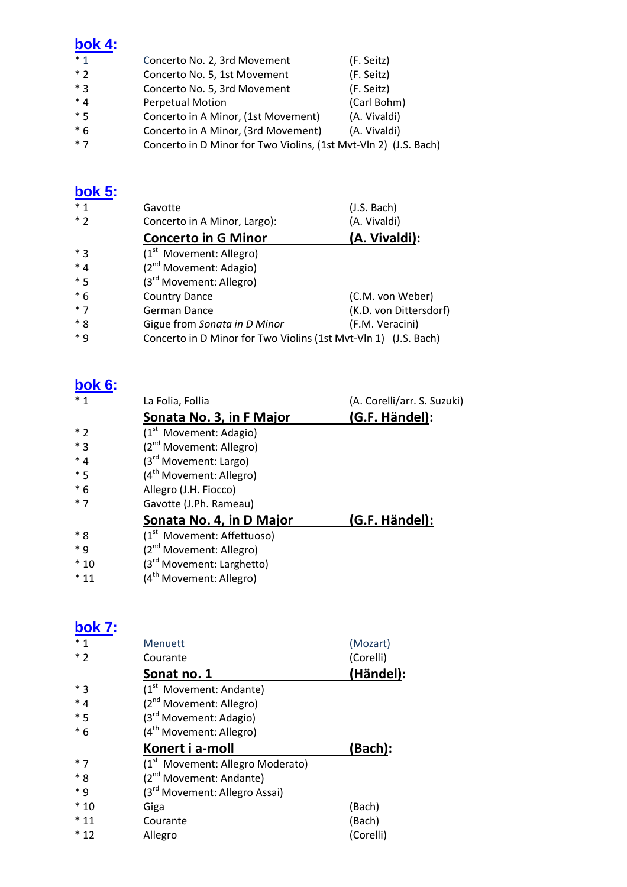## bok 4:

| | | |
|---|---|---|
| * 1 | Concerto No. 2, 3rd Movement | (F. Seitz) |
| * 2 | Concerto No. 5, 1st Movement | (F. Seitz) |
| * 3 | Concerto No. 5, 3rd Movement | (F. Seitz) |
| * 4 | Perpetual Motion | (Carl Bohm) |
| * 5 | Concerto in A Minor, (1st Movement) | (A. Vivaldi) |
| * 6 | Concerto in A Minor, (3rd Movement) | (A. Vivaldi) |
| * 7 | Concerto in D Minor for Two Violins, (1st Mvt-Vln 2) | (J.S. Bach) |

## bok 5:

| | | |
|---|---|---|
| * 1 | Gavotte | (J.S. Bach) |
| * 2 | Concerto in A Minor, Largo): | (A. Vivaldi) |
| | **Concerto in G Minor** | **(A. Vivaldi):** |
| * 3 | (1st Movement: Allegro) | |
| * 4 | (2nd Movement: Adagio) | |
| * 5 | (3rd Movement: Allegro) | |
| * 6 | Country Dance | (C.M. von Weber) |
| * 7 | German Dance | (K.D. von Dittersdorf) |
| * 8 | Gigue from *Sonata in D Minor* | (F.M. Veracini) |
| * 9 | Concerto in D Minor for Two Violins (1st Mvt-Vln 1) | (J.S. Bach) |

## bok 6:

| | | |
|---|---|---|
| * 1 | La Folia, Follia | (A. Corelli/arr. S. Suzuki) |
| | **Sonata No. 3, in F Major** | **(G.F. Händel):** |
| * 2 | (1st Movement: Adagio) | |
| * 3 | (2nd Movement: Allegro) | |
| * 4 | (3rd Movement: Largo) | |
| * 5 | (4th Movement: Allegro) | |
| * 6 | Allegro (J.H. Fiocco) | |
| * 7 | Gavotte (J.Ph. Rameau) | |
| | **Sonata No. 4, in D Major** | **(G.F. Händel):** |
| * 8 | (1st Movement: Affettuoso) | |
| * 9 | (2nd Movement: Allegro) | |
| * 10 | (3rd Movement: Larghetto) | |
| * 11 | (4th Movement: Allegro) | |

## bok 7:

| | | |
|---|---|---|
| * 1 | Menuett | (Mozart) |
| * 2 | Courante | (Corelli) |
| | **Sonat no. 1** | **(Händel):** |
| * 3 | (1st Movement: Andante) | |
| * 4 | (2nd Movement: Allegro) | |
| * 5 | (3rd Movement: Adagio) | |
| * 6 | (4th Movement: Allegro) | |
| | **Konert i a-moll** | **(Bach):** |
| * 7 | (1st Movement: Allegro Moderato) | |
| * 8 | (2nd Movement: Andante) | |
| * 9 | (3rd Movement: Allegro Assai) | |
| * 10 | Giga | (Bach) |
| * 11 | Courante | (Bach) |
| * 12 | Allegro | (Corelli) |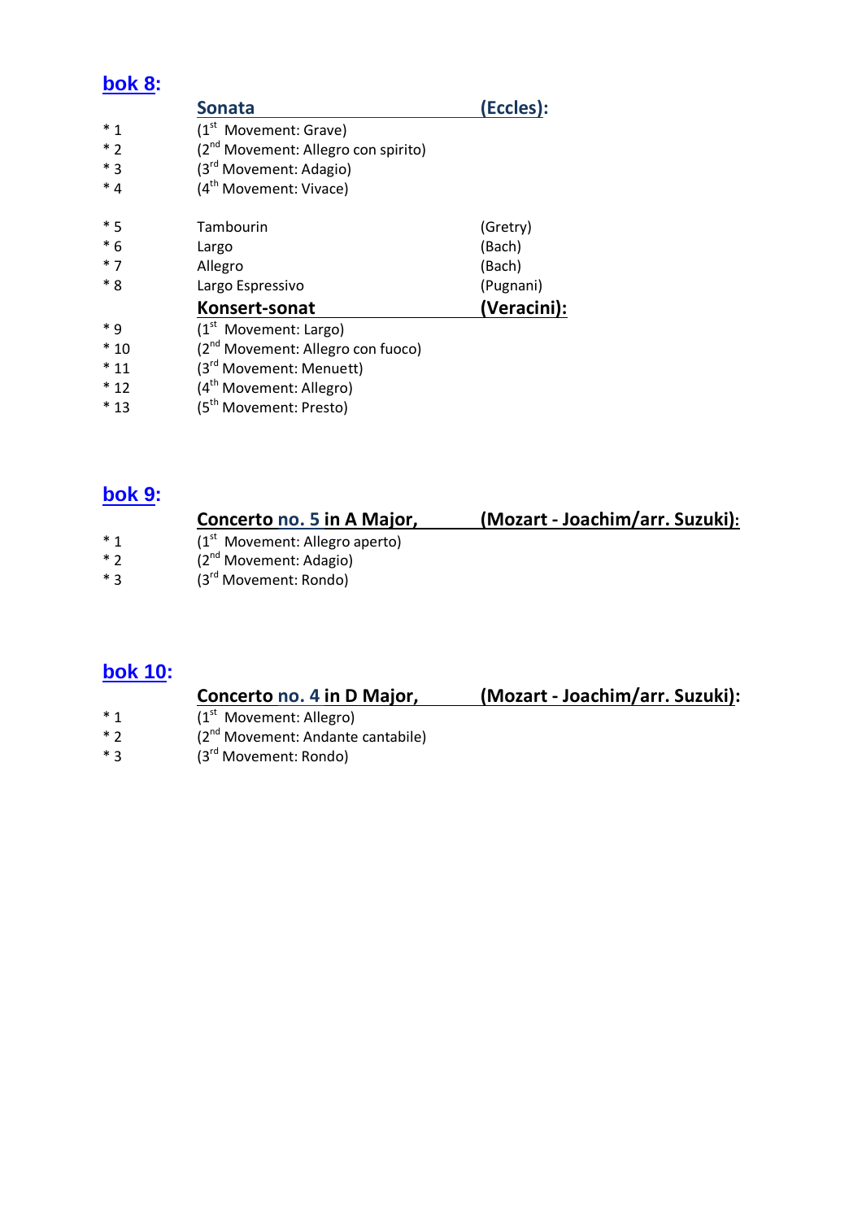## bok 8:

| | | |
|---|---|---|
| | **Sonata** | **(Eccles):** |
| * 1 | (1st Movement: Grave) | |
| * 2 | (2nd Movement: Allegro con spirito) | |
| * 3 | (3rd Movement: Adagio) | |
| * 4 | (4th Movement: Vivace) | |
| * 5 | Tambourin | (Gretry) |
| * 6 | Largo | (Bach) |
| * 7 | Allegro | (Bach) |
| * 8 | Largo Espressivo | (Pugnani) |
| | **Konsert-sonat** | **(Veracini):** |
| * 9 | (1st Movement: Largo) | |
| * 10 | (2nd Movement: Allegro con fuoco) | |
| * 11 | (3rd Movement: Menuett) | |
| * 12 | (4th Movement: Allegro) | |
| * 13 | (5th Movement: Presto) | |

## bok 9:

| | | |
|---|---|---|
| | **Concerto no. 5 in A Major,** | **(Mozart - Joachim/arr. Suzuki):** |
| * 1 | (1st Movement: Allegro aperto) | |
| * 2 | (2nd Movement: Adagio) | |
| * 3 | (3rd Movement: Rondo) | |

## bok 10:

| | | |
|---|---|---|
| | **Concerto no. 4 in D Major,** | **(Mozart - Joachim/arr. Suzuki):** |
| * 1 | (1st Movement: Allegro) | |
| * 2 | (2nd Movement: Andante cantabile) | |
| * 3 | (3rd Movement: Rondo) | |